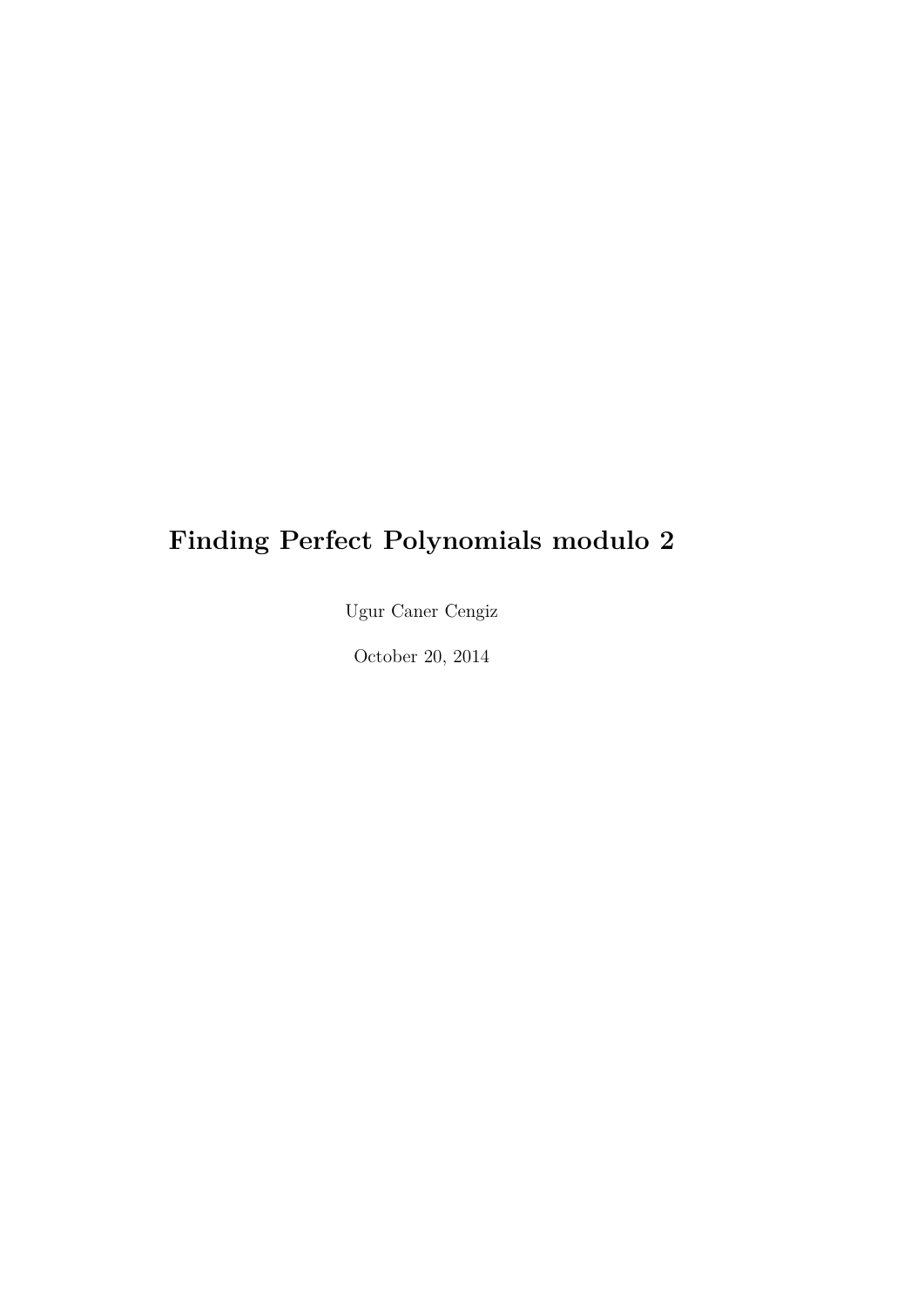# Finding Perfect Polynomials modulo 2

Ugur Caner Cengiz

October 20, 2014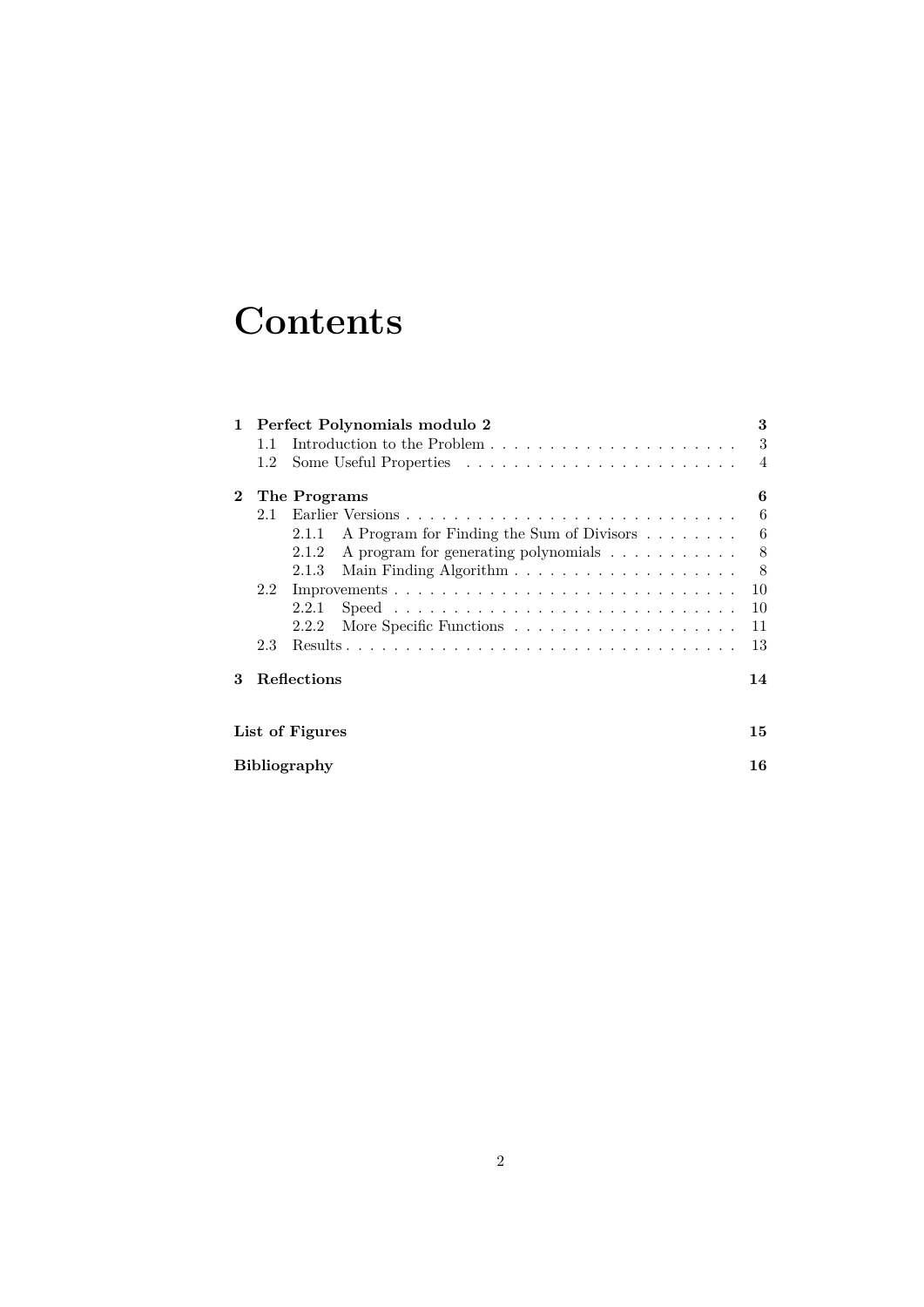# Contents

**1 Perfect Polynomials modulo 2** — **3**
- 1.1 Introduction to the Problem — 3
- 1.2 Some Useful Properties — 4

**2 The Programs** — **6**
- 2.1 Earlier Versions — 6
  - 2.1.1 A Program for Finding the Sum of Divisors — 6
  - 2.1.2 A program for generating polynomials — 8
  - 2.1.3 Main Finding Algorithm — 8
- 2.2 Improvements — 10
  - 2.2.1 Speed — 10
  - 2.2.2 More Specific Functions — 11
- 2.3 Results — 13

**3 Reflections** — **14**

**List of Figures** — **15**

**Bibliography** — **16**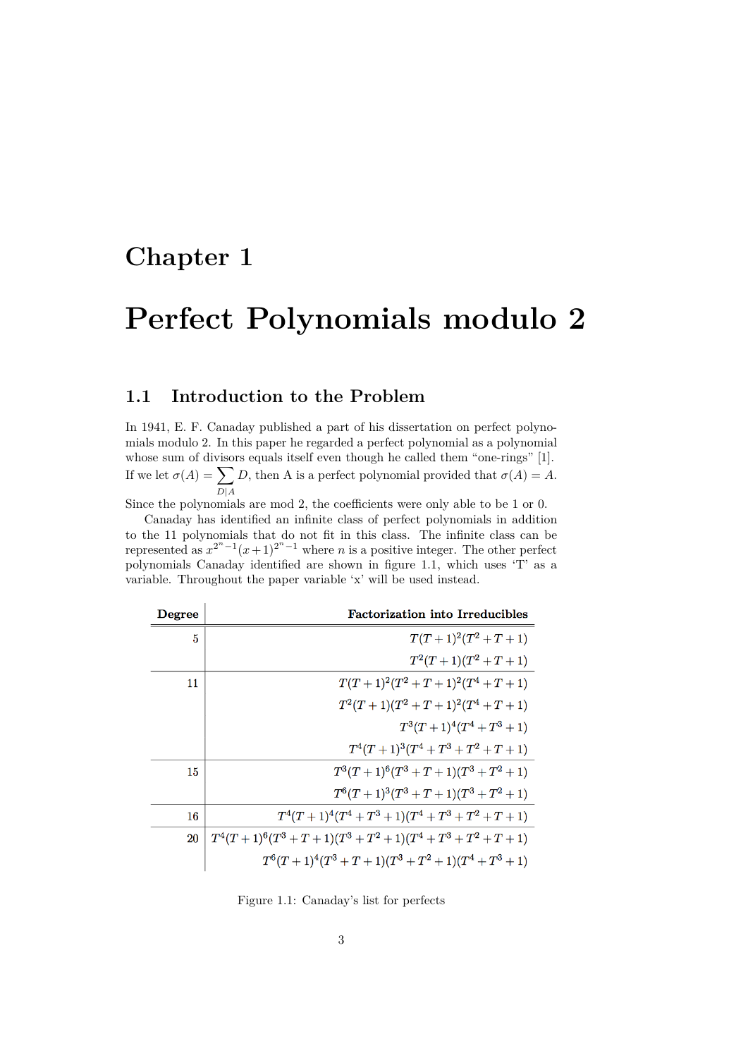# Chapter 1

# Perfect Polynomials modulo 2

## 1.1 Introduction to the Problem

In 1941, E. F. Canaday published a part of his dissertation on perfect polynomials modulo 2. In this paper he regarded a perfect polynomial as a polynomial whose sum of divisors equals itself even though he called them "one-rings" [1]. If we let $\sigma(A) = \sum_{D|A} D$, then A is a perfect polynomial provided that $\sigma(A) = A$. Since the polynomials are mod 2, the coefficients were only able to be 1 or 0.

Canaday has identified an infinite class of perfect polynomials in addition to the 11 polynomials that do not fit in this class. The infinite class can be represented as $x^{2^n-1}(x+1)^{2^n-1}$ where $n$ is a positive integer. The other perfect polynomials Canaday identified are shown in figure 1.1, which uses 'T' as a variable. Throughout the paper variable 'x' will be used instead.

| Degree | Factorization into Irreducibles |
|---|---|
| 5 | $T(T+1)^2(T^2+T+1)$ |
| | $T^2(T+1)(T^2+T+1)$ |
| 11 | $T(T+1)^2(T^2+T+1)^2(T^4+T+1)$ |
| | $T^2(T+1)(T^2+T+1)^2(T^4+T+1)$ |
| | $T^3(T+1)^4(T^4+T^3+1)$ |
| | $T^4(T+1)^3(T^4+T^3+T^2+T+1)$ |
| 15 | $T^3(T+1)^6(T^3+T+1)(T^3+T^2+1)$ |
| | $T^6(T+1)^3(T^3+T+1)(T^3+T^2+1)$ |
| 16 | $T^4(T+1)^4(T^4+T^3+1)(T^4+T^3+T^2+T+1)$ |
| 20 | $T^4(T+1)^6(T^3+T+1)(T^3+T^2+1)(T^4+T^3+T^2+T+1)$ |
| | $T^6(T+1)^4(T^3+T+1)(T^3+T^2+1)(T^4+T^3+1)$ |

Figure 1.1: Canaday's list for perfects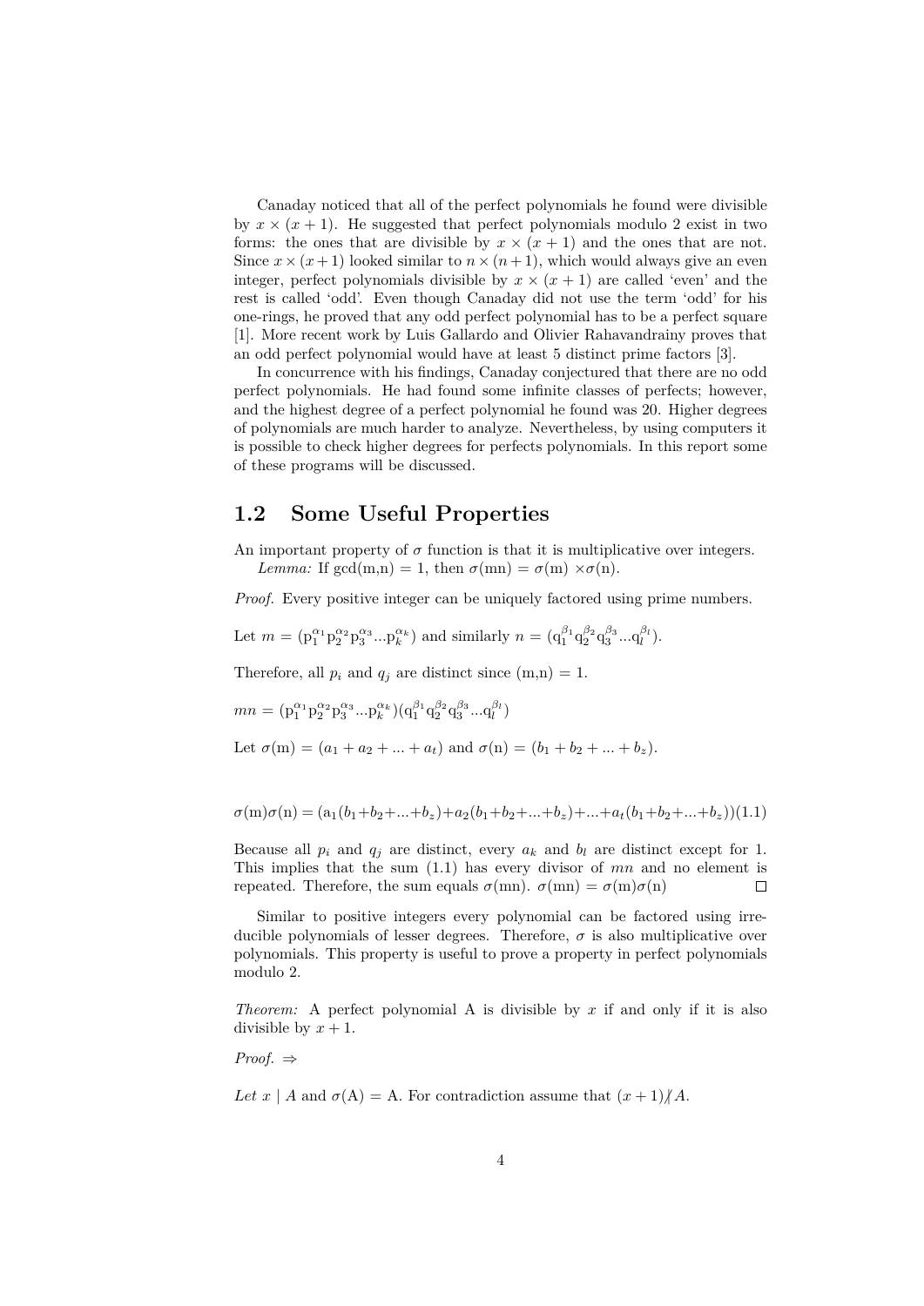Canaday noticed that all of the perfect polynomials he found were divisible by $x \times (x+1)$. He suggested that perfect polynomials modulo 2 exist in two forms: the ones that are divisible by $x \times (x+1)$ and the ones that are not. Since $x \times (x+1)$ looked similar to $n \times (n+1)$, which would always give an even integer, perfect polynomials divisible by $x \times (x+1)$ are called 'even' and the rest is called 'odd'. Even though Canaday did not use the term 'odd' for his one-rings, he proved that any odd perfect polynomial has to be a perfect square [1]. More recent work by Luis Gallardo and Olivier Rahavandrainy proves that an odd perfect polynomial would have at least 5 distinct prime factors [3].

In concurrence with his findings, Canaday conjectured that there are no odd perfect polynomials. He had found some infinite classes of perfects; however, and the highest degree of a perfect polynomial he found was 20. Higher degrees of polynomials are much harder to analyze. Nevertheless, by using computers it is possible to check higher degrees for perfects polynomials. In this report some of these programs will be discussed.

## 1.2 Some Useful Properties

An important property of $\sigma$ function is that it is multiplicative over integers.

*Lemma:* If gcd(m,n) = 1, then $\sigma(\mathrm{mn}) = \sigma(\mathrm{m}) \times \sigma(\mathrm{n})$.

*Proof.* Every positive integer can be uniquely factored using prime numbers.

Let $m = (\mathrm{p}_1^{\alpha_1}\mathrm{p}_2^{\alpha_2}\mathrm{p}_3^{\alpha_3}...\mathrm{p}_k^{\alpha_k})$ and similarly $n = (\mathrm{q}_1^{\beta_1}\mathrm{q}_2^{\beta_2}\mathrm{q}_3^{\beta_3}...\mathrm{q}_l^{\beta_l})$.

Therefore, all $p_i$ and $q_j$ are distinct since (m,n) = 1.

$mn = (\mathrm{p}_1^{\alpha_1}\mathrm{p}_2^{\alpha_2}\mathrm{p}_3^{\alpha_3}...\mathrm{p}_k^{\alpha_k})(\mathrm{q}_1^{\beta_1}\mathrm{q}_2^{\beta_2}\mathrm{q}_3^{\beta_3}...\mathrm{q}_l^{\beta_l})$

Let $\sigma(\mathrm{m}) = (a_1 + a_2 + ... + a_t)$ and $\sigma(\mathrm{n}) = (b_1 + b_2 + ... + b_z)$.

$$\sigma(\mathrm{m})\sigma(\mathrm{n}) = (\mathrm{a}_1(b_1+b_2+...+b_z)+a_2(b_1+b_2+...+b_z)+...+a_t(b_1+b_2+...+b_z)) \quad (1.1)$$

Because all $p_i$ and $q_j$ are distinct, every $a_k$ and $b_l$ are distinct except for 1. This implies that the sum (1.1) has every divisor of $mn$ and no element is repeated. Therefore, the sum equals $\sigma(\mathrm{mn})$. $\sigma(\mathrm{mn}) = \sigma(\mathrm{m})\sigma(\mathrm{n})$ ∎

Similar to positive integers every polynomial can be factored using irreducible polynomials of lesser degrees. Therefore, $\sigma$ is also multiplicative over polynomials. This property is useful to prove a property in perfect polynomials modulo 2.

*Theorem:* A perfect polynomial A is divisible by $x$ if and only if it is also divisible by $x+1$.

*Proof.* $\Rightarrow$

*Let* $x \mid A$ and $\sigma(\mathrm{A}) = \mathrm{A}$. For contradiction assume that $(x+1) \nmid A$.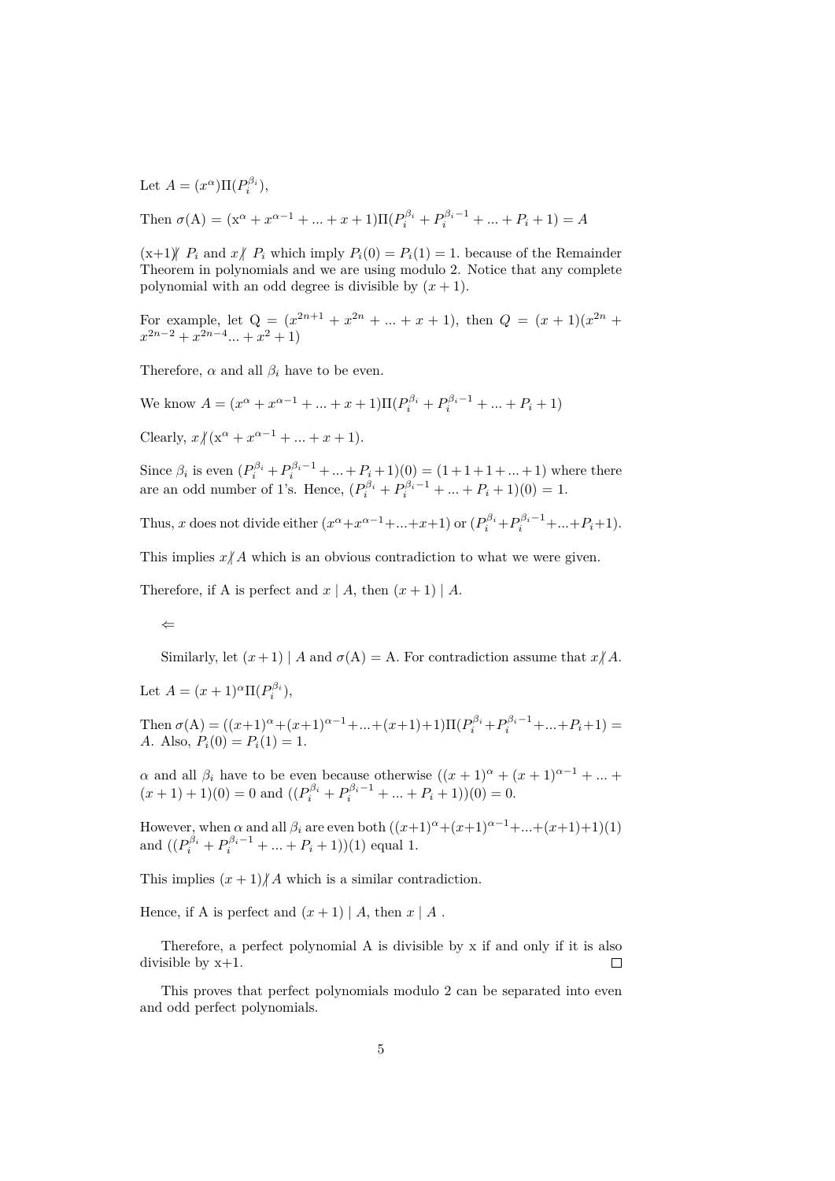Let $A = (x^{\alpha})\Pi(P_i^{\beta_i})$,

Then $\sigma$(A) = (x$^{\alpha} + x^{\alpha-1} + ... + x + 1)\Pi(P_i^{\beta_i} + P_i^{\beta_i - 1} + ... + P_i + 1) = A$

(x+1)$\nmid P_i$ and $x \nmid P_i$ which imply $P_i(0) = P_i(1) = 1$. because of the Remainder Theorem in polynomials and we are using modulo 2. Notice that any complete polynomial with an odd degree is divisible by $(x + 1)$.

For example, let Q = $(x^{2n+1} + x^{2n} + ... + x + 1)$, then $Q = (x + 1)(x^{2n} + x^{2n-2} + x^{2n-4} ... + x^2 + 1)$

Therefore, $\alpha$ and all $\beta_i$ have to be even.

We know $A = (x^{\alpha} + x^{\alpha-1} + ... + x + 1)\Pi(P_i^{\beta_i} + P_i^{\beta_i - 1} + ... + P_i + 1)$

Clearly, $x \nmid$(x$^{\alpha} + x^{\alpha-1} + ... + x + 1)$.

Since $\beta_i$ is even $(P_i^{\beta_i} + P_i^{\beta_i - 1} + ... + P_i + 1)(0) = (1 + 1 + 1 + ... + 1)$ where there are an odd number of 1's. Hence, $(P_i^{\beta_i} + P_i^{\beta_i - 1} + ... + P_i + 1)(0) = 1$.

Thus, $x$ does not divide either $(x^{\alpha} + x^{\alpha-1} + ... + x + 1)$ or $(P_i^{\beta_i} + P_i^{\beta_i - 1} + ... + P_i + 1)$.

This implies $x \nmid A$ which is an obvious contradiction to what we were given.

Therefore, if A is perfect and $x \mid A$, then $(x + 1) \mid A$.

$\Leftarrow$

Similarly, let $(x + 1) \mid A$ and $\sigma$(A) = A. For contradiction assume that $x \nmid A$.

Let $A = (x + 1)^{\alpha}\Pi(P_i^{\beta_i})$,

Then $\sigma$(A) = $((x+1)^{\alpha} + (x+1)^{\alpha-1} + ... + (x+1) + 1)\Pi(P_i^{\beta_i} + P_i^{\beta_i - 1} + ... + P_i + 1) = A$. Also, $P_i(0) = P_i(1) = 1$.

$\alpha$ and all $\beta_i$ have to be even because otherwise $((x + 1)^{\alpha} + (x + 1)^{\alpha-1} + ... + (x + 1) + 1)(0) = 0$ and $((P_i^{\beta_i} + P_i^{\beta_i - 1} + ... + P_i + 1))(0) = 0$.

However, when $\alpha$ and all $\beta_i$ are even both $((x+1)^{\alpha} + (x+1)^{\alpha-1} + ... + (x+1) + 1)(1)$ and $((P_i^{\beta_i} + P_i^{\beta_i - 1} + ... + P_i + 1))(1)$ equal 1.

This implies $(x + 1) \nmid A$ which is a similar contradiction.

Hence, if A is perfect and $(x + 1) \mid A$, then $x \mid A$ .

Therefore, a perfect polynomial A is divisible by x if and only if it is also divisible by x+1. $\square$

This proves that perfect polynomials modulo 2 can be separated into even and odd perfect polynomials.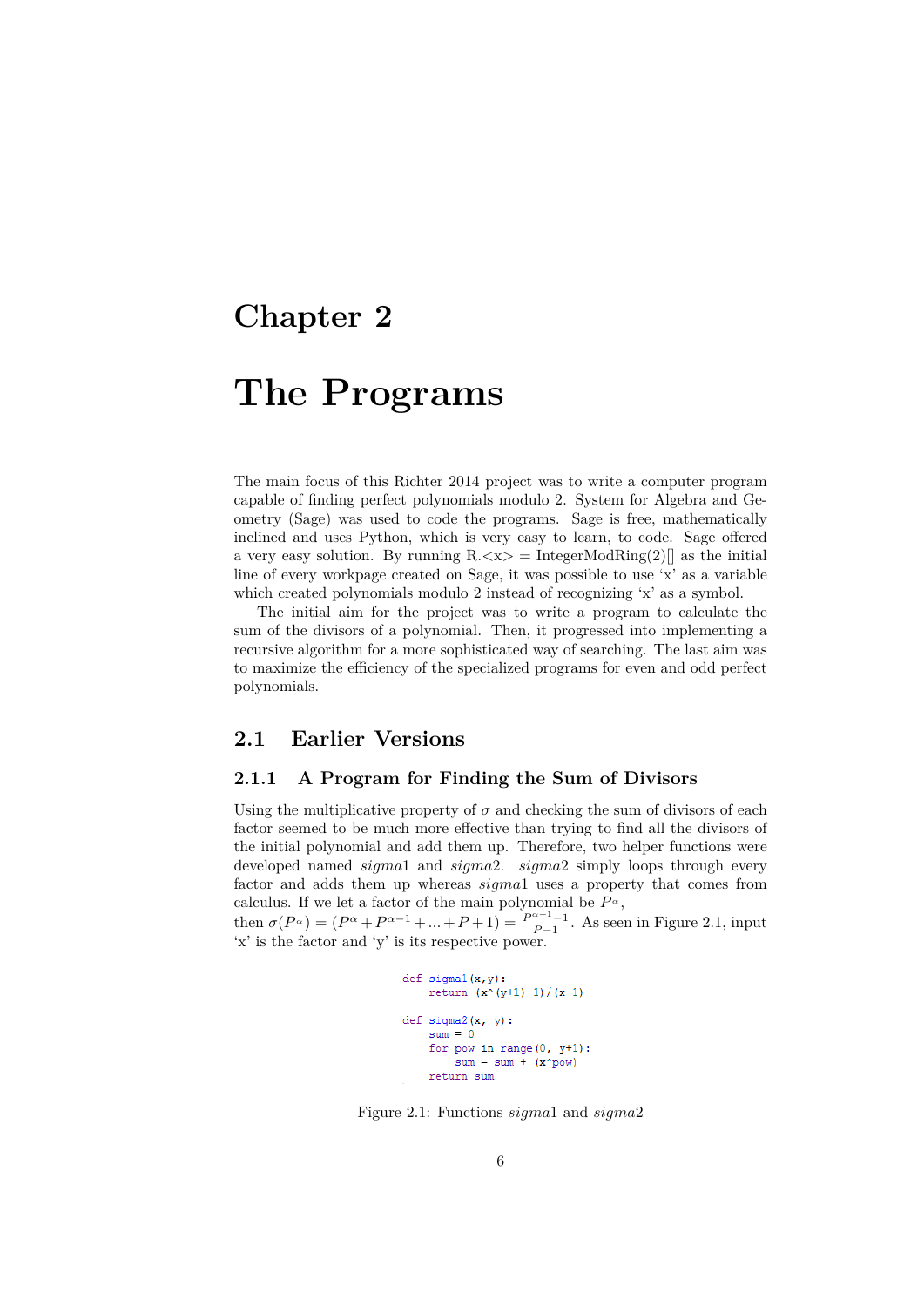# Chapter 2

# The Programs

The main focus of this Richter 2014 project was to write a computer program capable of finding perfect polynomials modulo 2. System for Algebra and Geometry (Sage) was used to code the programs. Sage is free, mathematically inclined and uses Python, which is very easy to learn, to code. Sage offered a very easy solution. By running R.<x> = IntegerModRing(2)[] as the initial line of every workpage created on Sage, it was possible to use 'x' as a variable which created polynomials modulo 2 instead of recognizing 'x' as a symbol.

The initial aim for the project was to write a program to calculate the sum of the divisors of a polynomial. Then, it progressed into implementing a recursive algorithm for a more sophisticated way of searching. The last aim was to maximize the efficiency of the specialized programs for even and odd perfect polynomials.

## 2.1 Earlier Versions

### 2.1.1 A Program for Finding the Sum of Divisors

Using the multiplicative property of $\sigma$ and checking the sum of divisors of each factor seemed to be much more effective than trying to find all the divisors of the initial polynomial and add them up. Therefore, two helper functions were developed named *sigma*1 and *sigma*2. *sigma*2 simply loops through every factor and adds them up whereas *sigma*1 uses a property that comes from calculus. If we let a factor of the main polynomial be $P^{\alpha}$, then $\sigma(P^{\alpha}) = (P^{\alpha} + P^{\alpha-1} + ... + P + 1) = \frac{P^{\alpha+1}-1}{P-1}$. As seen in Figure 2.1, input 'x' is the factor and 'y' is its respective power.

```
def sigma1(x,y):
    return (x^(y+1)-1)/(x-1)

def sigma2(x, y):
    sum = 0
    for pow in range(0, y+1):
        sum = sum + (x^pow)
    return sum
```

Figure 2.1: Functions *sigma*1 and *sigma*2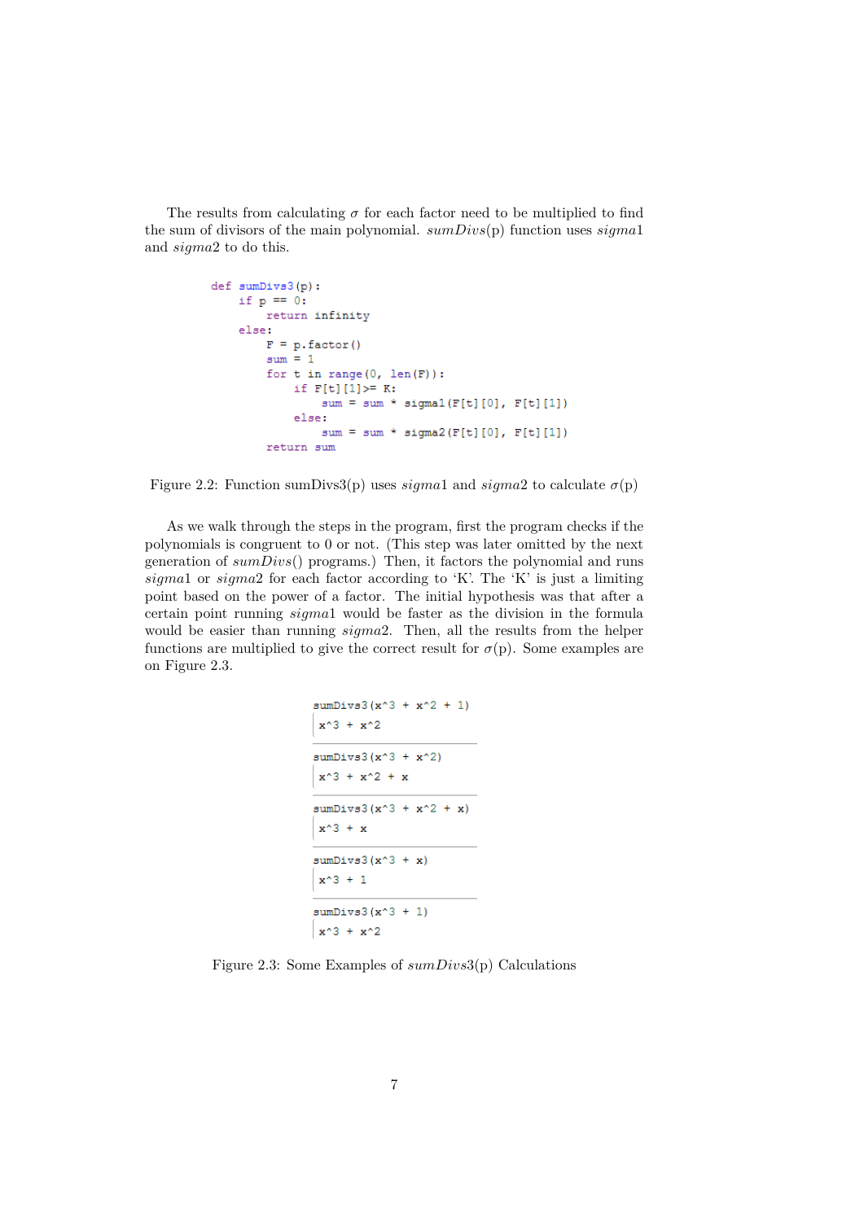The results from calculating $\sigma$ for each factor need to be multiplied to find the sum of divisors of the main polynomial. *sumDivs*(p) function uses *sigma*1 and *sigma*2 to do this.

```
def sumDivs3(p):
    if p == 0:
        return infinity
    else:
        F = p.factor()
        sum = 1
        for t in range(0, len(F)):
            if F[t][1]>= K:
                sum = sum * sigma1(F[t][0], F[t][1])
            else:
                sum = sum * sigma2(F[t][0], F[t][1])
        return sum
```

Figure 2.2: Function sumDivs3(p) uses *sigma*1 and *sigma*2 to calculate $\sigma$(p)

As we walk through the steps in the program, first the program checks if the polynomials is congruent to 0 or not. (This step was later omitted by the next generation of *sumDivs*() programs.) Then, it factors the polynomial and runs *sigma*1 or *sigma*2 for each factor according to 'K'. The 'K' is just a limiting point based on the power of a factor. The initial hypothesis was that after a certain point running *sigma*1 would be faster as the division in the formula would be easier than running *sigma*2. Then, all the results from the helper functions are multiplied to give the correct result for $\sigma$(p). Some examples are on Figure 2.3.

```
sumDivs3(x^3 + x^2 + 1)
 x^3 + x^2

sumDivs3(x^3 + x^2)
 x^3 + x^2 + x

sumDivs3(x^3 + x^2 + x)
 x^3 + x

sumDivs3(x^3 + x)
 x^3 + 1

sumDivs3(x^3 + 1)
 x^3 + x^2
```

Figure 2.3: Some Examples of *sumDivs*3(p) Calculations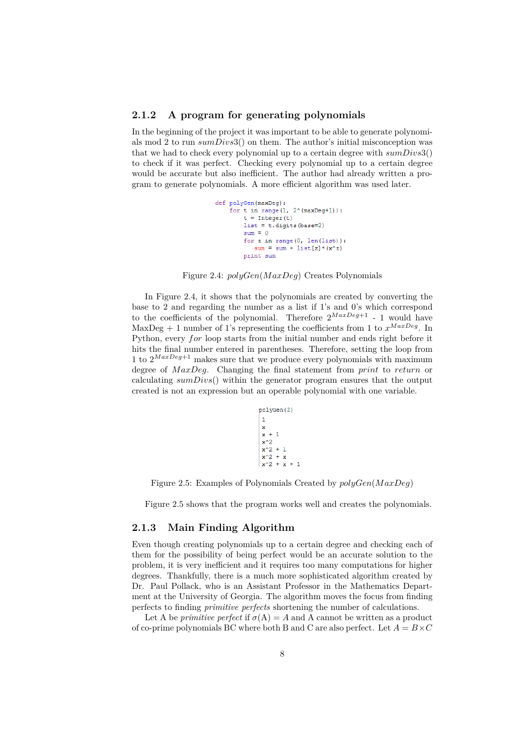### 2.1.2 A program for generating polynomials

In the beginning of the project it was important to be able to generate polynomials mod 2 to run *sumDivs*3() on them. The author's initial misconception was that we had to check every polynomial up to a certain degree with *sumDivs*3() to check if it was perfect. Checking every polynomial up to a certain degree would be accurate but also inefficient. The author had already written a program to generate polynomials. A more efficient algorithm was used later.

```
def polyGen(maxDeg):
    for t in range(1, 2^(maxDeg+1)):
        t = Integer(t)
        list = t.digits(base=2)
        sum = 0
        for z in range(0, len(list)):
            sum = sum + list[z]*(x^z)
        print sum
```

Figure 2.4: *polyGen*($MaxDeg$) Creates Polynomials

In Figure 2.4, it shows that the polynomials are created by converting the base to 2 and regarding the number as a list if 1's and 0's which correspond to the coefficients of the polynomial. Therefore $2^{MaxDeg+1}$ - 1 would have MaxDeg + 1 number of 1's representing the coefficients from 1 to $x^{MaxDeg}$. In Python, every *for* loop starts from the initial number and ends right before it hits the final number entered in parentheses. Therefore, setting the loop from 1 to $2^{MaxDeg+1}$ makes sure that we produce every polynomials with maximum degree of $MaxDeg$. Changing the final statement from *print* to *return* or calculating *sumDivs*() within the generator program ensures that the output created is not an expression but an operable polynomial with one variable.

```
polyGen(2)
1
x
x + 1
x^2
x^2 + 1
x^2 + x
x^2 + x + 1
```

Figure 2.5: Examples of Polynomials Created by *polyGen*($MaxDeg$)

Figure 2.5 shows that the program works well and creates the polynomials.

### 2.1.3 Main Finding Algorithm

Even though creating polynomials up to a certain degree and checking each of them for the possibility of being perfect would be an accurate solution to the problem, it is very inefficient and it requires too many computations for higher degrees. Thankfully, there is a much more sophisticated algorithm created by Dr. Paul Pollack, who is an Assistant Professor in the Mathematics Department at the University of Georgia. The algorithm moves the focus from finding perfects to finding *primitive perfects* shortening the number of calculations.

Let A be *primitive perfect* if $\sigma(A) = A$ and A cannot be written as a product of co-prime polynomials BC where both B and C are also perfect. Let $A = B \times C$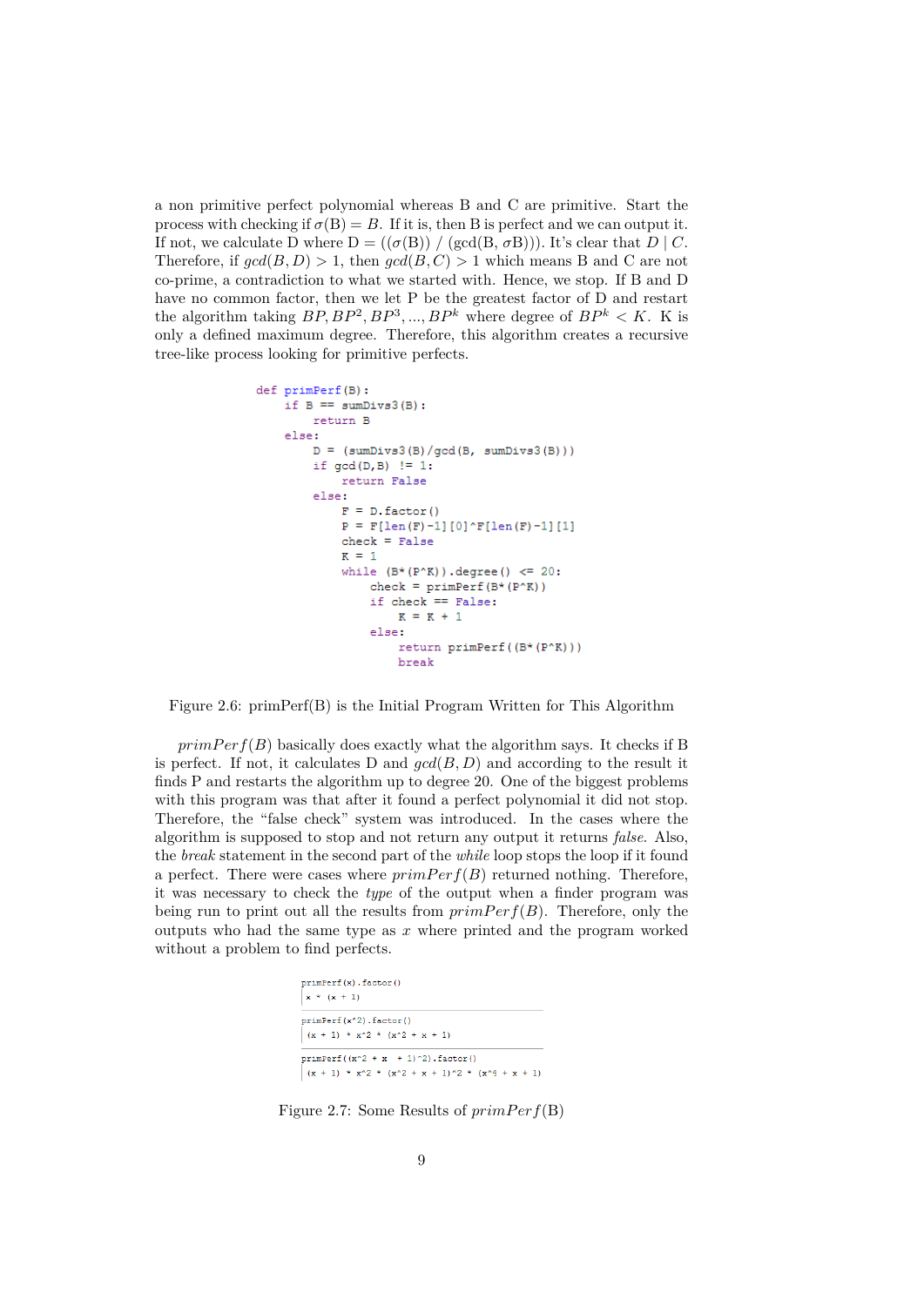a non primitive perfect polynomial whereas B and C are primitive. Start the process with checking if $\sigma(B) = B$. If it is, then B is perfect and we can output it. If not, we calculate D where D = (($\sigma$(B)) / (gcd(B, $\sigma$B))). It's clear that $D \mid C$. Therefore, if $gcd(B, D) > 1$, then $gcd(B, C) > 1$ which means B and C are not co-prime, a contradiction to what we started with. Hence, we stop. If B and D have no common factor, then we let P be the greatest factor of D and restart the algorithm taking $BP, BP^2, BP^3, ..., BP^k$ where degree of $BP^k < K$. K is only a defined maximum degree. Therefore, this algorithm creates a recursive tree-like process looking for primitive perfects.

```
def primPerf(B):
    if B == sumDivs3(B):
        return B
    else:
        D = (sumDivs3(B)/gcd(B, sumDivs3(B)))
        if gcd(D,B) != 1:
            return False
        else:
            F = D.factor()
            P = F[len(F)-1][0]^F[len(F)-1][1]
            check = False
            K = 1
            while (B*(P^K)).degree() <= 20:
                check = primPerf(B*(P^K))
                if check == False:
                    K = K + 1
                else:
                    return primPerf((B*(P^K)))
                    break
```

Figure 2.6: primPerf(B) is the Initial Program Written for This Algorithm

$primPerf(B)$ basically does exactly what the algorithm says. It checks if B is perfect. If not, it calculates D and $gcd(B, D)$ and according to the result it finds P and restarts the algorithm up to degree 20. One of the biggest problems with this program was that after it found a perfect polynomial it did not stop. Therefore, the "false check" system was introduced. In the cases where the algorithm is supposed to stop and not return any output it returns *false*. Also, the *break* statement in the second part of the *while* loop stops the loop if it found a perfect. There were cases where $primPerf(B)$ returned nothing. Therefore, it was necessary to check the *type* of the output when a finder program was being run to print out all the results from $primPerf(B)$. Therefore, only the outputs who had the same type as $x$ where printed and the program worked without a problem to find perfects.

```
primPerf(x).factor()
x * (x + 1)

primPerf(x^2).factor()
(x + 1) * x^2 * (x^2 + x + 1)

primPerf((x^2 + x  + 1)^2).factor()
(x + 1) * x^2 * (x^2 + x + 1)^2 * (x^4 + x + 1)
```

Figure 2.7: Some Results of $primPerf$(B)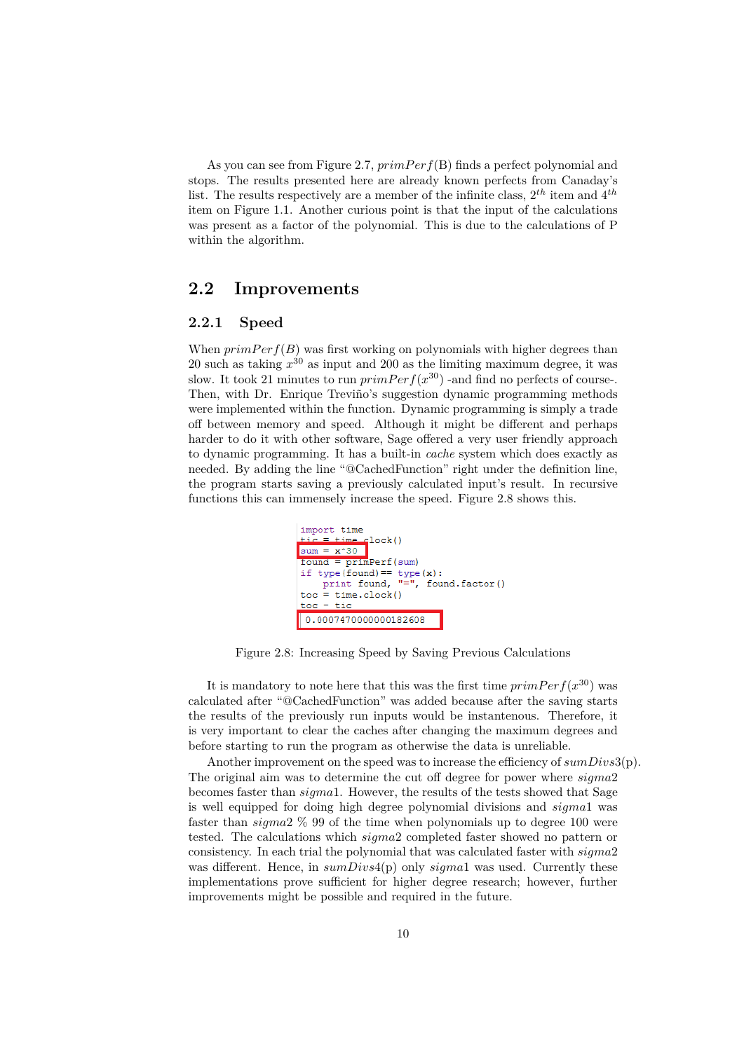As you can see from Figure 2.7, $primPerf$(B) finds a perfect polynomial and stops. The results presented here are already known perfects from Canaday's list. The results respectively are a member of the infinite class, $2^{th}$ item and $4^{th}$ item on Figure 1.1. Another curious point is that the input of the calculations was present as a factor of the polynomial. This is due to the calculations of P within the algorithm.

## 2.2 Improvements

### 2.2.1 Speed

When $primPerf(B)$ was first working on polynomials with higher degrees than 20 such as taking $x^{30}$ as input and 200 as the limiting maximum degree, it was slow. It took 21 minutes to run $primPerf(x^{30})$ -and find no perfects of course-. Then, with Dr. Enrique Treviño's suggestion dynamic programming methods were implemented within the function. Dynamic programming is simply a trade off between memory and speed. Although it might be different and perhaps harder to do it with other software, Sage offered a very user friendly approach to dynamic programming. It has a built-in *cache* system which does exactly as needed. By adding the line "@CachedFunction" right under the definition line, the program starts saving a previously calculated input's result. In recursive functions this can immensely increase the speed. Figure 2.8 shows this.

```
import time
tic = time.clock()
sum = x^30
found = primPerf(sum)
if type(found)== type(x):
    print found, "=", found.factor()
toc = time.clock()
toc - tic
 0.000747000000000182608
```

Figure 2.8: Increasing Speed by Saving Previous Calculations

It is mandatory to note here that this was the first time $primPerf(x^{30})$ was calculated after "@CachedFunction" was added because after the saving starts the results of the previously run inputs would be instantenous. Therefore, it is very important to clear the caches after changing the maximum degrees and before starting to run the program as otherwise the data is unreliable.

Another improvement on the speed was to increase the efficiency of $sumDivs3$(p). The original aim was to determine the cut off degree for power where $sigma2$ becomes faster than $sigma1$. However, the results of the tests showed that Sage is well equipped for doing high degree polynomial divisions and $sigma1$ was faster than $sigma2$ % 99 of the time when polynomials up to degree 100 were tested. The calculations which $sigma2$ completed faster showed no pattern or consistency. In each trial the polynomial that was calculated faster with $sigma2$ was different. Hence, in $sumDivs4$(p) only $sigma1$ was used. Currently these implementations prove sufficient for higher degree research; however, further improvements might be possible and required in the future.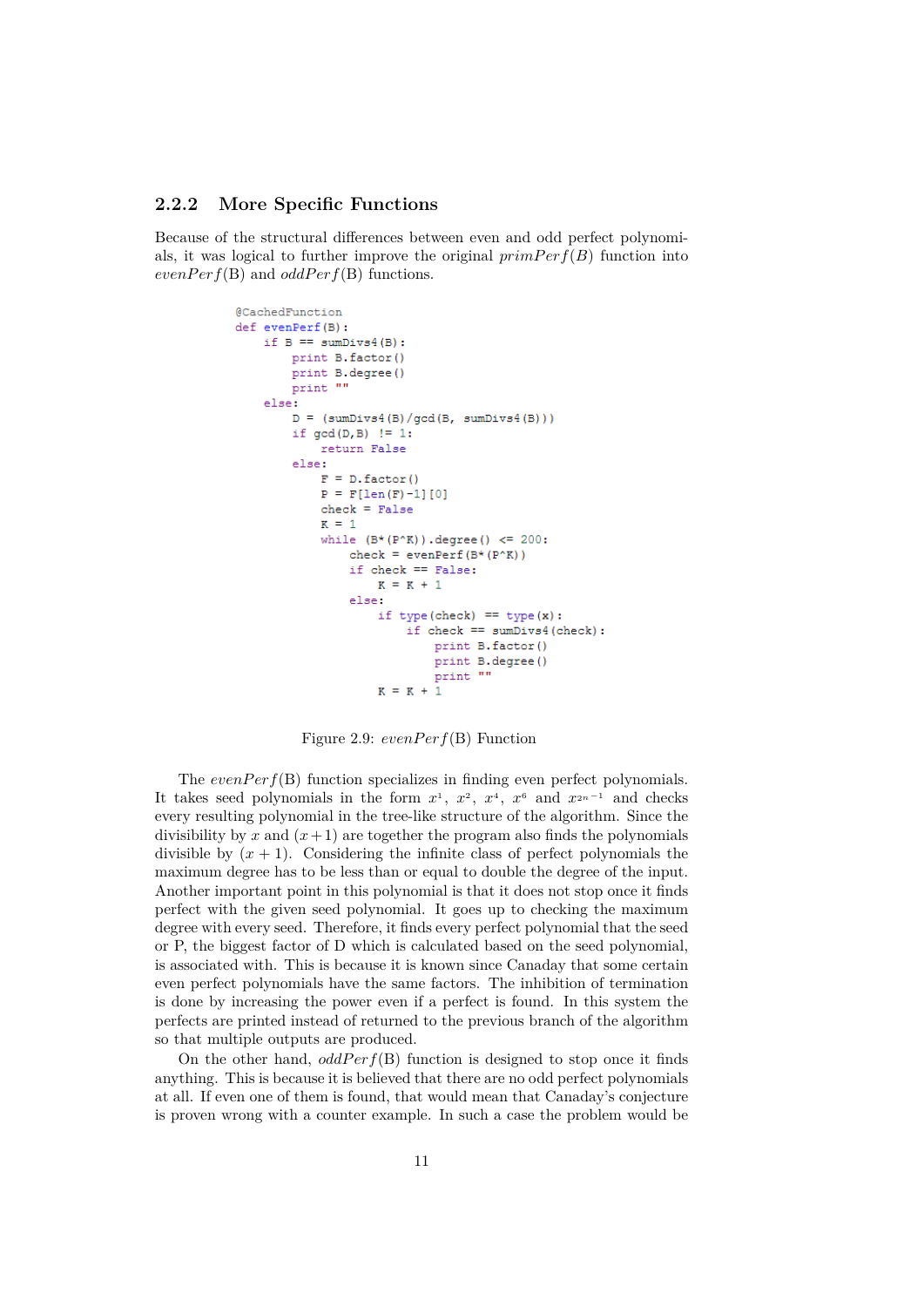### 2.2.2 More Specific Functions

Because of the structural differences between even and odd perfect polynomials, it was logical to further improve the original $primPerf(B)$ function into $evenPerf$(B) and $oddPerf$(B) functions.

```
@CachedFunction
def evenPerf(B):
    if B == sumDivs4(B):
        print B.factor()
        print B.degree()
        print ""
    else:
        D = (sumDivs4(B)/gcd(B, sumDivs4(B)))
        if gcd(D,B) != 1:
            return False
        else:
            F = D.factor()
            P = F[len(F)-1][0]
            check = False
            K = 1
            while (B*(P^K)).degree() <= 200:
                check = evenPerf(B*(P^K))
                if check == False:
                    K = K + 1
                else:
                    if type(check) == type(x):
                        if check == sumDivs4(check):
                            print B.factor()
                            print B.degree()
                            print ""
                    K = K + 1
```

Figure 2.9: $evenPerf$(B) Function

The $evenPerf$(B) function specializes in finding even perfect polynomials. It takes seed polynomials in the form $x^1$, $x^2$, $x^4$, $x^6$ and $x^{2n-1}$ and checks every resulting polynomial in the tree-like structure of the algorithm. Since the divisibility by $x$ and $(x+1)$ are together the program also finds the polynomials divisible by $(x+1)$. Considering the infinite class of perfect polynomials the maximum degree has to be less than or equal to double the degree of the input. Another important point in this polynomial is that it does not stop once it finds perfect with the given seed polynomial. It goes up to checking the maximum degree with every seed. Therefore, it finds every perfect polynomial that the seed or P, the biggest factor of D which is calculated based on the seed polynomial, is associated with. This is because it is known since Canaday that some certain even perfect polynomials have the same factors. The inhibition of termination is done by increasing the power even if a perfect is found. In this system the perfects are printed instead of returned to the previous branch of the algorithm so that multiple outputs are produced.

On the other hand, $oddPerf$(B) function is designed to stop once it finds anything. This is because it is believed that there are no odd perfect polynomials at all. If even one of them is found, that would mean that Canaday's conjecture is proven wrong with a counter example. In such a case the problem would be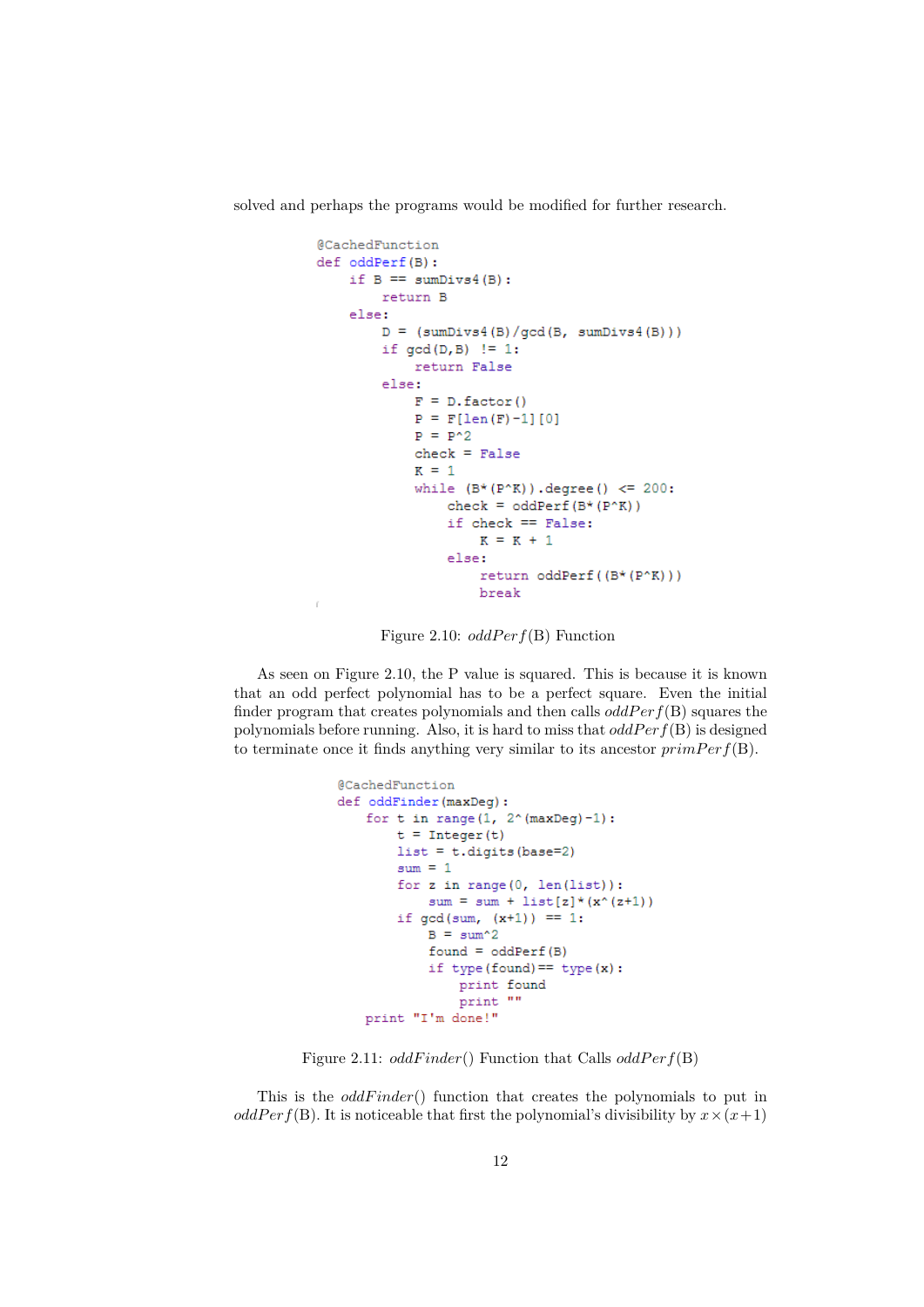solved and perhaps the programs would be modified for further research.

```
@CachedFunction
def oddPerf(B):
    if B == sumDivs4(B):
        return B
    else:
        D = (sumDivs4(B)/gcd(B, sumDivs4(B)))
        if gcd(D,B) != 1:
            return False
        else:
            F = D.factor()
            P = F[len(F)-1][0]
            P = P^2
            check = False
            K = 1
            while (B*(P^K)).degree() <= 200:
                check = oddPerf(B*(P^K))
                if check == False:
                    K = K + 1
                else:
                    return oddPerf((B*(P^K)))
                    break
```

Figure 2.10: *oddPerf*(B) Function

As seen on Figure 2.10, the P value is squared. This is because it is known that an odd perfect polynomial has to be a perfect square. Even the initial finder program that creates polynomials and then calls *oddPerf*(B) squares the polynomials before running. Also, it is hard to miss that *oddPerf*(B) is designed to terminate once it finds anything very similar to its ancestor *primPerf*(B).

```
@CachedFunction
def oddFinder(maxDeg):
    for t in range(1, 2^(maxDeg)-1):
        t = Integer(t)
        list = t.digits(base=2)
        sum = 1
        for z in range(0, len(list)):
            sum = sum + list[z]*(x^(z+1))
        if gcd(sum, (x+1)) == 1:
            B = sum^2
            found = oddPerf(B)
            if type(found)== type(x):
                print found
                print ""
    print "I'm done!"
```

Figure 2.11: *oddFinder*() Function that Calls *oddPerf*(B)

This is the *oddFinder*() function that creates the polynomials to put in *oddPerf*(B). It is noticeable that first the polynomial's divisibility by $x \times (x+1)$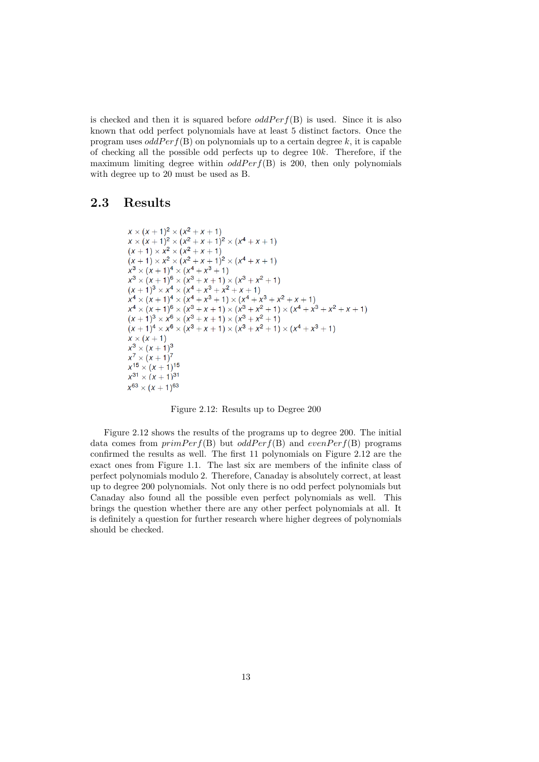is checked and then it is squared before *oddPerf*(B) is used. Since it is also known that odd perfect polynomials have at least 5 distinct factors. Once the program uses *oddPerf*(B) on polynomials up to a certain degree $k$, it is capable of checking all the possible odd perfects up to degree $10k$. Therefore, if the maximum limiting degree within *oddPerf*(B) is 200, then only polynomials with degree up to 20 must be used as B.

## 2.3 Results

$$x \times (x+1)^2 \times (x^2+x+1)$$
$$x \times (x+1)^2 \times (x^2+x+1)^2 \times (x^4+x+1)$$
$$(x+1) \times x^2 \times (x^2+x+1)$$
$$(x+1) \times x^2 \times (x^2+x+1)^2 \times (x^4+x+1)$$
$$x^3 \times (x+1)^4 \times (x^4+x^3+1)$$
$$x^3 \times (x+1)^6 \times (x^3+x+1) \times (x^3+x^2+1)$$
$$(x+1)^3 \times x^4 \times (x^4+x^3+x^2+x+1)$$
$$x^4 \times (x+1)^4 \times (x^4+x^3+1) \times (x^4+x^3+x^2+x+1)$$
$$x^4 \times (x+1)^6 \times (x^3+x+1) \times (x^3+x^2+1) \times (x^4+x^3+x^2+x+1)$$
$$(x+1)^3 \times x^6 \times (x^3+x+1) \times (x^3+x^2+1)$$
$$(x+1)^4 \times x^6 \times (x^3+x+1) \times (x^3+x^2+1) \times (x^4+x^3+1)$$
$$x \times (x+1)$$
$$x^3 \times (x+1)^3$$
$$x^7 \times (x+1)^7$$
$$x^{15} \times (x+1)^{15}$$
$$x^{31} \times (x+1)^{31}$$
$$x^{63} \times (x+1)^{63}$$

Figure 2.12: Results up to Degree 200

Figure 2.12 shows the results of the programs up to degree 200. The initial data comes from *primPerf*(B) but *oddPerf*(B) and *evenPerf*(B) programs confirmed the results as well. The first 11 polynomials on Figure 2.12 are the exact ones from Figure 1.1. The last six are members of the infinite class of perfect polynomials modulo 2. Therefore, Canaday is absolutely correct, at least up to degree 200 polynomials. Not only there is no odd perfect polynomials but Canaday also found all the possible even perfect polynomials as well. This brings the question whether there are any other perfect polynomials at all. It is definitely a question for further research where higher degrees of polynomials should be checked.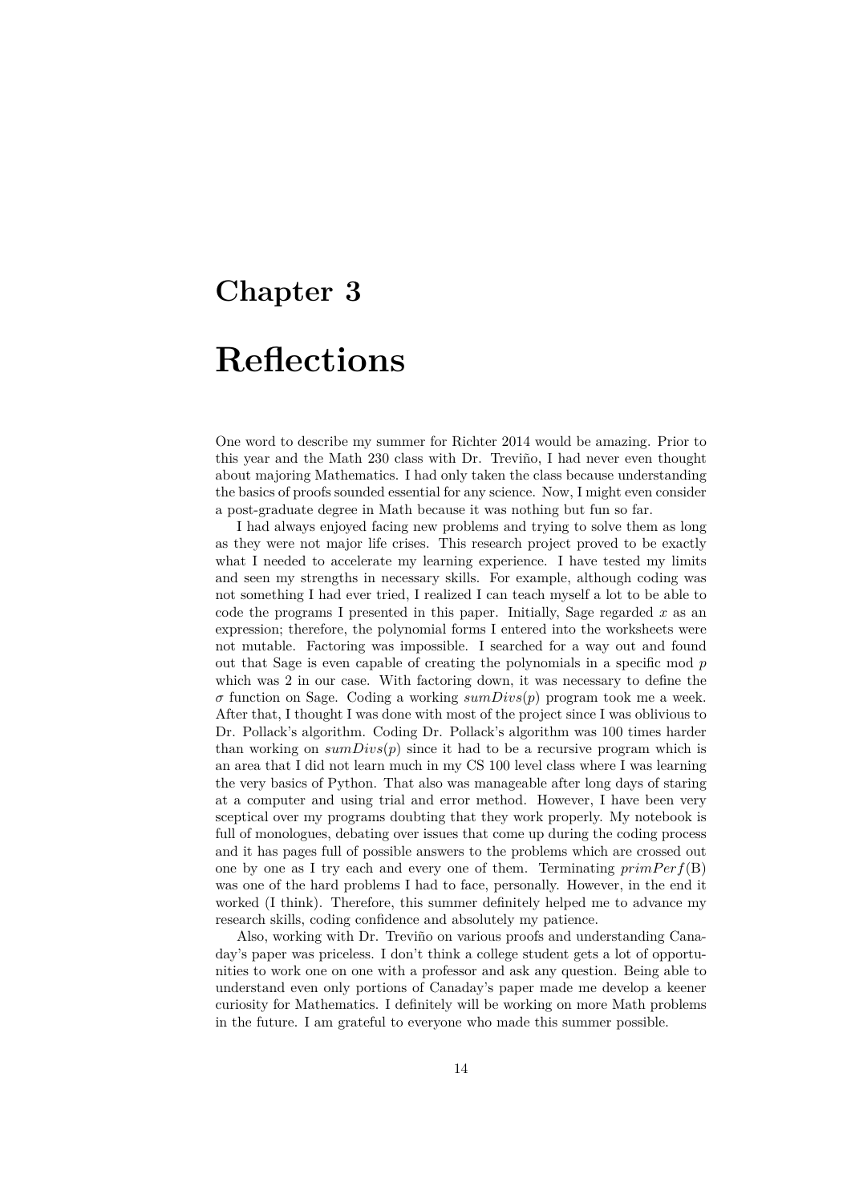# Chapter 3

# Reflections

One word to describe my summer for Richter 2014 would be amazing. Prior to this year and the Math 230 class with Dr. Treviño, I had never even thought about majoring Mathematics. I had only taken the class because understanding the basics of proofs sounded essential for any science. Now, I might even consider a post-graduate degree in Math because it was nothing but fun so far.

I had always enjoyed facing new problems and trying to solve them as long as they were not major life crises. This research project proved to be exactly what I needed to accelerate my learning experience. I have tested my limits and seen my strengths in necessary skills. For example, although coding was not something I had ever tried, I realized I can teach myself a lot to be able to code the programs I presented in this paper. Initially, Sage regarded $x$ as an expression; therefore, the polynomial forms I entered into the worksheets were not mutable. Factoring was impossible. I searched for a way out and found out that Sage is even capable of creating the polynomials in a specific mod $p$ which was 2 in our case. With factoring down, it was necessary to define the $\sigma$ function on Sage. Coding a working $sumDivs(p)$ program took me a week. After that, I thought I was done with most of the project since I was oblivious to Dr. Pollack's algorithm. Coding Dr. Pollack's algorithm was 100 times harder than working on $sumDivs(p)$ since it had to be a recursive program which is an area that I did not learn much in my CS 100 level class where I was learning the very basics of Python. That also was manageable after long days of staring at a computer and using trial and error method. However, I have been very sceptical over my programs doubting that they work properly. My notebook is full of monologues, debating over issues that come up during the coding process and it has pages full of possible answers to the problems which are crossed out one by one as I try each and every one of them. Terminating $primPerf(\mathrm{B})$ was one of the hard problems I had to face, personally. However, in the end it worked (I think). Therefore, this summer definitely helped me to advance my research skills, coding confidence and absolutely my patience.

Also, working with Dr. Treviño on various proofs and understanding Canaday's paper was priceless. I don't think a college student gets a lot of opportunities to work one on one with a professor and ask any question. Being able to understand even only portions of Canaday's paper made me develop a keener curiosity for Mathematics. I definitely will be working on more Math problems in the future. I am grateful to everyone who made this summer possible.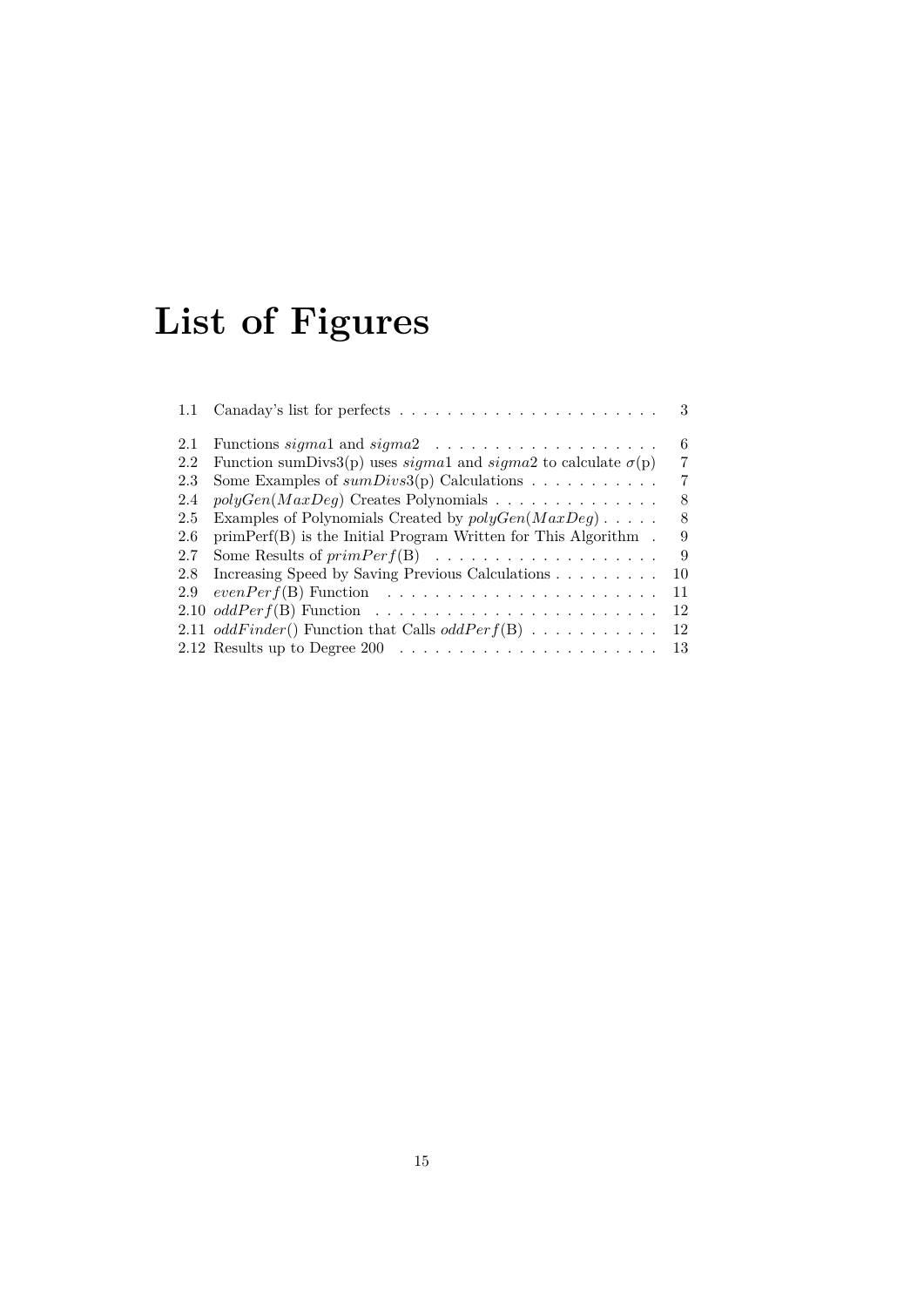# List of Figures

- 1.1 Canaday's list for perfects . . . . . . . . . . . . . . . . . . . . . . . 3
- 2.1 Functions $sigma1$ and $sigma2$ . . . . . . . . . . . . . . . . . . . 6
- 2.2 Function sumDivs3(p) uses $sigma1$ and $sigma2$ to calculate $\sigma$(p) 7
- 2.3 Some Examples of $sumDivs3$(p) Calculations . . . . . . . . . . . 7
- 2.4 $polyGen(MaxDeg)$ Creates Polynomials . . . . . . . . . . . . . . 8
- 2.5 Examples of Polynomials Created by $polyGen(MaxDeg)$ . . . . . 8
- 2.6 primPerf(B) is the Initial Program Written for This Algorithm . 9
- 2.7 Some Results of $primPerf$(B) . . . . . . . . . . . . . . . . . . . 9
- 2.8 Increasing Speed by Saving Previous Calculations . . . . . . . . . 10
- 2.9 $evenPerf$(B) Function . . . . . . . . . . . . . . . . . . . . . . . 11
- 2.10 $oddPerf$(B) Function . . . . . . . . . . . . . . . . . . . . . . . . 12
- 2.11 $oddFinder$() Function that Calls $oddPerf$(B) . . . . . . . . . . . 12
- 2.12 Results up to Degree 200 . . . . . . . . . . . . . . . . . . . . . . 13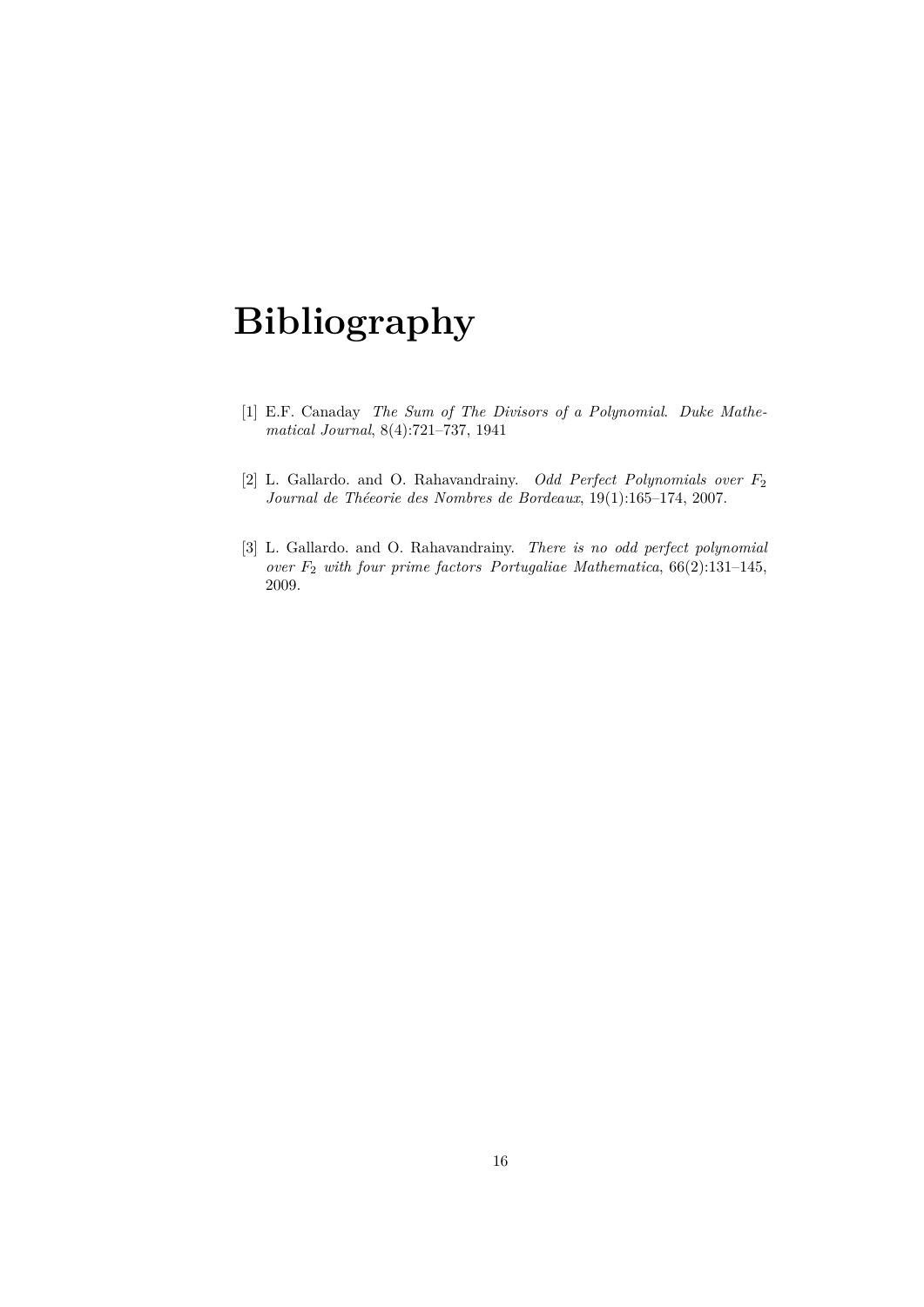# Bibliography

[1] E.F. Canaday *The Sum of The Divisors of a Polynomial*. *Duke Mathematical Journal*, 8(4):721–737, 1941

[2] L. Gallardo. and O. Rahavandrainy. *Odd Perfect Polynomials over $F_2$* *Journal de Théeorie des Nombres de Bordeaux*, 19(1):165–174, 2007.

[3] L. Gallardo. and O. Rahavandrainy. *There is no odd perfect polynomial over $F_2$ with four prime factors* *Portugaliae Mathematica*, 66(2):131–145, 2009.